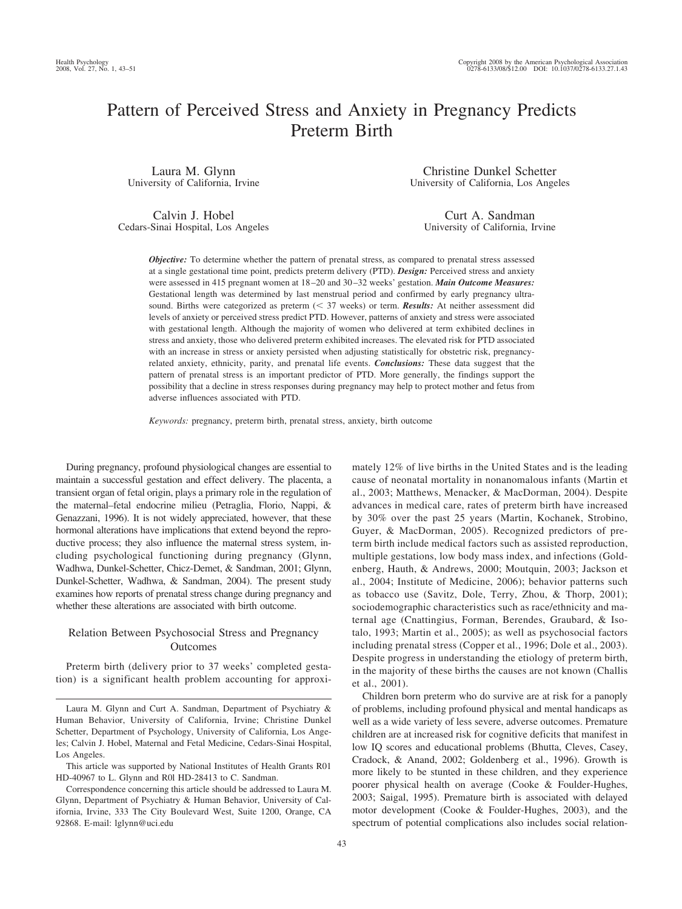# Pattern of Perceived Stress and Anxiety in Pregnancy Predicts Preterm Birth

Laura M. Glynn
University of California, Irvine

Christine Dunkel Schetter
University of California, Los Angeles

Calvin J. Hobel
Cedars-Sinai Hospital, Los Angeles

Curt A. Sandman
University of California, Irvine

***Objective:*** To determine whether the pattern of prenatal stress, as compared to prenatal stress assessed at a single gestational time point, predicts preterm delivery (PTD). ***Design:*** Perceived stress and anxiety were assessed in 415 pregnant women at 18–20 and 30–32 weeks' gestation. ***Main Outcome Measures:*** Gestational length was determined by last menstrual period and confirmed by early pregnancy ultrasound. Births were categorized as preterm (< 37 weeks) or term. ***Results:*** At neither assessment did levels of anxiety or perceived stress predict PTD. However, patterns of anxiety and stress were associated with gestational length. Although the majority of women who delivered at term exhibited declines in stress and anxiety, those who delivered preterm exhibited increases. The elevated risk for PTD associated with an increase in stress or anxiety persisted when adjusting statistically for obstetric risk, pregnancy-related anxiety, ethnicity, parity, and prenatal life events. ***Conclusions:*** These data suggest that the pattern of prenatal stress is an important predictor of PTD. More generally, the findings support the possibility that a decline in stress responses during pregnancy may help to protect mother and fetus from adverse influences associated with PTD.

*Keywords:* pregnancy, preterm birth, prenatal stress, anxiety, birth outcome

During pregnancy, profound physiological changes are essential to maintain a successful gestation and effect delivery. The placenta, a transient organ of fetal origin, plays a primary role in the regulation of the maternal–fetal endocrine milieu (Petraglia, Florio, Nappi, & Genazzani, 1996). It is not widely appreciated, however, that these hormonal alterations have implications that extend beyond the reproductive process; they also influence the maternal stress system, including psychological functioning during pregnancy (Glynn, Wadhwa, Dunkel-Schetter, Chicz-Demet, & Sandman, 2001; Glynn, Dunkel-Schetter, Wadhwa, & Sandman, 2004). The present study examines how reports of prenatal stress change during pregnancy and whether these alterations are associated with birth outcome.

## Relation Between Psychosocial Stress and Pregnancy Outcomes

Preterm birth (delivery prior to 37 weeks' completed gestation) is a significant health problem accounting for approximately 12% of live births in the United States and is the leading cause of neonatal mortality in nonanomalous infants (Martin et al., 2003; Matthews, Menacker, & MacDorman, 2004). Despite advances in medical care, rates of preterm birth have increased by 30% over the past 25 years (Martin, Kochanek, Strobino, Guyer, & MacDorman, 2005). Recognized predictors of preterm birth include medical factors such as assisted reproduction, multiple gestations, low body mass index, and infections (Goldenberg, Hauth, & Andrews, 2000; Moutquin, 2003; Jackson et al., 2004; Institute of Medicine, 2006); behavior patterns such as tobacco use (Savitz, Dole, Terry, Zhou, & Thorp, 2001); sociodemographic characteristics such as race/ethnicity and maternal age (Cnattingius, Forman, Berendes, Graubard, & Isotalo, 1993; Martin et al., 2005); as well as psychosocial factors including prenatal stress (Copper et al., 1996; Dole et al., 2003). Despite progress in understanding the etiology of preterm birth, in the majority of these births the causes are not known (Challis et al., 2001).

Children born preterm who do survive are at risk for a panoply of problems, including profound physical and mental handicaps as well as a wide variety of less severe, adverse outcomes. Premature children are at increased risk for cognitive deficits that manifest in low IQ scores and educational problems (Bhutta, Cleves, Casey, Cradock, & Anand, 2002; Goldenberg et al., 1996). Growth is more likely to be stunted in these children, and they experience poorer physical health on average (Cooke & Foulder-Hughes, 2003; Saigal, 1995). Premature birth is associated with delayed motor development (Cooke & Foulder-Hughes, 2003), and the spectrum of potential complications also includes social relation-

---

Laura M. Glynn and Curt A. Sandman, Department of Psychiatry & Human Behavior, University of California, Irvine; Christine Dunkel Schetter, Department of Psychology, University of California, Los Angeles; Calvin J. Hobel, Maternal and Fetal Medicine, Cedars-Sinai Hospital, Los Angeles.

This article was supported by National Institutes of Health Grants R01 HD-40967 to L. Glynn and R0l HD-28413 to C. Sandman.

Correspondence concerning this article should be addressed to Laura M. Glynn, Department of Psychiatry & Human Behavior, University of California, Irvine, 333 The City Boulevard West, Suite 1200, Orange, CA 92868. E-mail: lglynn@uci.edu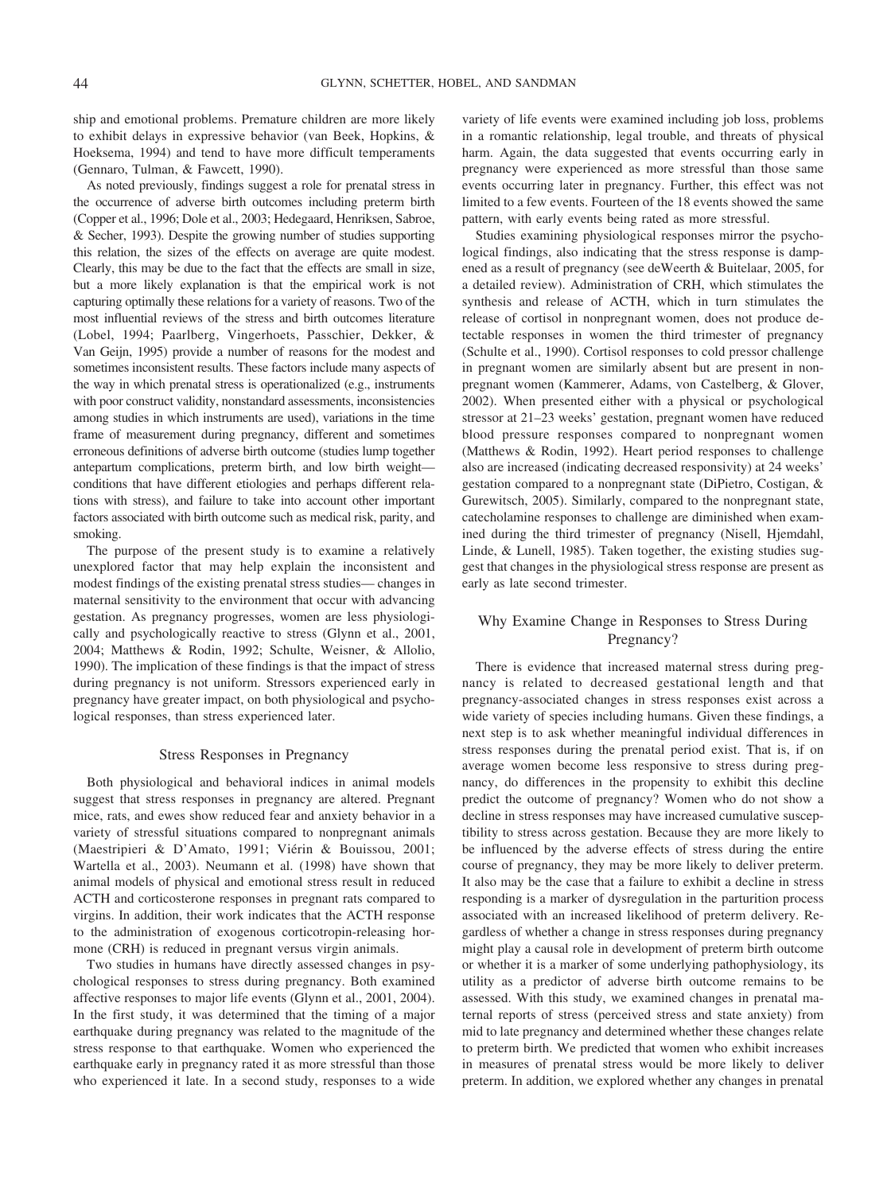ship and emotional problems. Premature children are more likely to exhibit delays in expressive behavior (van Beek, Hopkins, & Hoeksema, 1994) and tend to have more difficult temperaments (Gennaro, Tulman, & Fawcett, 1990).

As noted previously, findings suggest a role for prenatal stress in the occurrence of adverse birth outcomes including preterm birth (Copper et al., 1996; Dole et al., 2003; Hedegaard, Henriksen, Sabroe, & Secher, 1993). Despite the growing number of studies supporting this relation, the sizes of the effects on average are quite modest. Clearly, this may be due to the fact that the effects are small in size, but a more likely explanation is that the empirical work is not capturing optimally these relations for a variety of reasons. Two of the most influential reviews of the stress and birth outcomes literature (Lobel, 1994; Paarlberg, Vingerhoets, Passchier, Dekker, & Van Geijn, 1995) provide a number of reasons for the modest and sometimes inconsistent results. These factors include many aspects of the way in which prenatal stress is operationalized (e.g., instruments with poor construct validity, nonstandard assessments, inconsistencies among studies in which instruments are used), variations in the time frame of measurement during pregnancy, different and sometimes erroneous definitions of adverse birth outcome (studies lump together antepartum complications, preterm birth, and low birth weight—conditions that have different etiologies and perhaps different relations with stress), and failure to take into account other important factors associated with birth outcome such as medical risk, parity, and smoking.

The purpose of the present study is to examine a relatively unexplored factor that may help explain the inconsistent and modest findings of the existing prenatal stress studies— changes in maternal sensitivity to the environment that occur with advancing gestation. As pregnancy progresses, women are less physiologically and psychologically reactive to stress (Glynn et al., 2001, 2004; Matthews & Rodin, 1992; Schulte, Weisner, & Allolio, 1990). The implication of these findings is that the impact of stress during pregnancy is not uniform. Stressors experienced early in pregnancy have greater impact, on both physiological and psychological responses, than stress experienced later.

## Stress Responses in Pregnancy

Both physiological and behavioral indices in animal models suggest that stress responses in pregnancy are altered. Pregnant mice, rats, and ewes show reduced fear and anxiety behavior in a variety of stressful situations compared to nonpregnant animals (Maestripieri & D'Amato, 1991; Viérin & Bouissou, 2001; Wartella et al., 2003). Neumann et al. (1998) have shown that animal models of physical and emotional stress result in reduced ACTH and corticosterone responses in pregnant rats compared to virgins. In addition, their work indicates that the ACTH response to the administration of exogenous corticotropin-releasing hormone (CRH) is reduced in pregnant versus virgin animals.

Two studies in humans have directly assessed changes in psychological responses to stress during pregnancy. Both examined affective responses to major life events (Glynn et al., 2001, 2004). In the first study, it was determined that the timing of a major earthquake during pregnancy was related to the magnitude of the stress response to that earthquake. Women who experienced the earthquake early in pregnancy rated it as more stressful than those who experienced it late. In a second study, responses to a wide variety of life events were examined including job loss, problems in a romantic relationship, legal trouble, and threats of physical harm. Again, the data suggested that events occurring early in pregnancy were experienced as more stressful than those same events occurring later in pregnancy. Further, this effect was not limited to a few events. Fourteen of the 18 events showed the same pattern, with early events being rated as more stressful.

Studies examining physiological responses mirror the psychological findings, also indicating that the stress response is dampened as a result of pregnancy (see deWeerth & Buitelaar, 2005, for a detailed review). Administration of CRH, which stimulates the synthesis and release of ACTH, which in turn stimulates the release of cortisol in nonpregnant women, does not produce detectable responses in women the third trimester of pregnancy (Schulte et al., 1990). Cortisol responses to cold pressor challenge in pregnant women are similarly absent but are present in nonpregnant women (Kammerer, Adams, von Castelberg, & Glover, 2002). When presented either with a physical or psychological stressor at 21–23 weeks' gestation, pregnant women have reduced blood pressure responses compared to nonpregnant women (Matthews & Rodin, 1992). Heart period responses to challenge also are increased (indicating decreased responsivity) at 24 weeks' gestation compared to a nonpregnant state (DiPietro, Costigan, & Gurewitsch, 2005). Similarly, compared to the nonpregnant state, catecholamine responses to challenge are diminished when examined during the third trimester of pregnancy (Nisell, Hjemdahl, Linde, & Lunell, 1985). Taken together, the existing studies suggest that changes in the physiological stress response are present as early as late second trimester.

## Why Examine Change in Responses to Stress During Pregnancy?

There is evidence that increased maternal stress during pregnancy is related to decreased gestational length and that pregnancy-associated changes in stress responses exist across a wide variety of species including humans. Given these findings, a next step is to ask whether meaningful individual differences in stress responses during the prenatal period exist. That is, if on average women become less responsive to stress during pregnancy, do differences in the propensity to exhibit this decline predict the outcome of pregnancy? Women who do not show a decline in stress responses may have increased cumulative susceptibility to stress across gestation. Because they are more likely to be influenced by the adverse effects of stress during the entire course of pregnancy, they may be more likely to deliver preterm. It also may be the case that a failure to exhibit a decline in stress responding is a marker of dysregulation in the parturition process associated with an increased likelihood of preterm delivery. Regardless of whether a change in stress responses during pregnancy might play a causal role in development of preterm birth outcome or whether it is a marker of some underlying pathophysiology, its utility as a predictor of adverse birth outcome remains to be assessed. With this study, we examined changes in prenatal maternal reports of stress (perceived stress and state anxiety) from mid to late pregnancy and determined whether these changes relate to preterm birth. We predicted that women who exhibit increases in measures of prenatal stress would be more likely to deliver preterm. In addition, we explored whether any changes in prenatal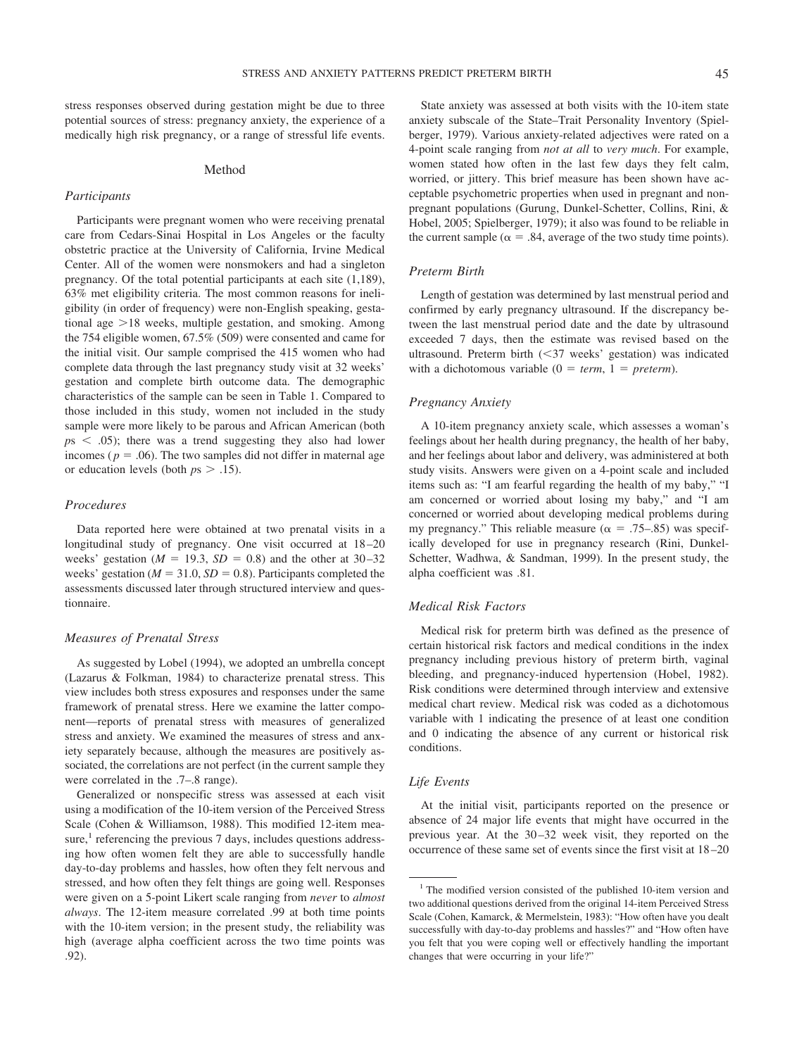stress responses observed during gestation might be due to three potential sources of stress: pregnancy anxiety, the experience of a medically high risk pregnancy, or a range of stressful life events.

## Method

### Participants

Participants were pregnant women who were receiving prenatal care from Cedars-Sinai Hospital in Los Angeles or the faculty obstetric practice at the University of California, Irvine Medical Center. All of the women were nonsmokers and had a singleton pregnancy. Of the total potential participants at each site (1,189), 63% met eligibility criteria. The most common reasons for ineligibility (in order of frequency) were non-English speaking, gestational age >18 weeks, multiple gestation, and smoking. Among the 754 eligible women, 67.5% (509) were consented and came for the initial visit. Our sample comprised the 415 women who had complete data through the last pregnancy study visit at 32 weeks' gestation and complete birth outcome data. The demographic characteristics of the sample can be seen in Table 1. Compared to those included in this study, women not included in the study sample were more likely to be parous and African American (both $ps < .05$); there was a trend suggesting they also had lower incomes ($p = .06$). The two samples did not differ in maternal age or education levels (both $ps > .15$).

### Procedures

Data reported here were obtained at two prenatal visits in a longitudinal study of pregnancy. One visit occurred at 18–20 weeks' gestation ($M = 19.3$, $SD = 0.8$) and the other at 30–32 weeks' gestation ($M = 31.0$, $SD = 0.8$). Participants completed the assessments discussed later through structured interview and questionnaire.

### Measures of Prenatal Stress

As suggested by Lobel (1994), we adopted an umbrella concept (Lazarus & Folkman, 1984) to characterize prenatal stress. This view includes both stress exposures and responses under the same framework of prenatal stress. Here we examine the latter component—reports of prenatal stress with measures of generalized stress and anxiety. We examined the measures of stress and anxiety separately because, although the measures are positively associated, the correlations are not perfect (in the current sample they were correlated in the .7–.8 range).

Generalized or nonspecific stress was assessed at each visit using a modification of the 10-item version of the Perceived Stress Scale (Cohen & Williamson, 1988). This modified 12-item measure,[1] referencing the previous 7 days, includes questions addressing how often women felt they are able to successfully handle day-to-day problems and hassles, how often they felt nervous and stressed, and how often they felt things are going well. Responses were given on a 5-point Likert scale ranging from *never* to *almost always*. The 12-item measure correlated .99 at both time points with the 10-item version; in the present study, the reliability was high (average alpha coefficient across the two time points was .92).

State anxiety was assessed at both visits with the 10-item state anxiety subscale of the State–Trait Personality Inventory (Spielberger, 1979). Various anxiety-related adjectives were rated on a 4-point scale ranging from *not at all* to *very much*. For example, women stated how often in the last few days they felt calm, worried, or jittery. This brief measure has been shown have acceptable psychometric properties when used in pregnant and nonpregnant populations (Gurung, Dunkel-Schetter, Collins, Rini, & Hobel, 2005; Spielberger, 1979); it also was found to be reliable in the current sample ($\alpha = .84$, average of the two study time points).

### Preterm Birth

Length of gestation was determined by last menstrual period and confirmed by early pregnancy ultrasound. If the discrepancy between the last menstrual period date and the date by ultrasound exceeded 7 days, then the estimate was revised based on the ultrasound. Preterm birth (<37 weeks' gestation) was indicated with a dichotomous variable (0 = *term*, 1 = *preterm*).

### Pregnancy Anxiety

A 10-item pregnancy anxiety scale, which assesses a woman's feelings about her health during pregnancy, the health of her baby, and her feelings about labor and delivery, was administered at both study visits. Answers were given on a 4-point scale and included items such as: "I am fearful regarding the health of my baby," "I am concerned or worried about losing my baby," and "I am concerned or worried about developing medical problems during my pregnancy." This reliable measure ($\alpha = .75$–$.85$) was specifically developed for use in pregnancy research (Rini, Dunkel-Schetter, Wadhwa, & Sandman, 1999). In the present study, the alpha coefficient was .81.

### Medical Risk Factors

Medical risk for preterm birth was defined as the presence of certain historical risk factors and medical conditions in the index pregnancy including previous history of preterm birth, vaginal bleeding, and pregnancy-induced hypertension (Hobel, 1982). Risk conditions were determined through interview and extensive medical chart review. Medical risk was coded as a dichotomous variable with 1 indicating the presence of at least one condition and 0 indicating the absence of any current or historical risk conditions.

### Life Events

At the initial visit, participants reported on the presence or absence of 24 major life events that might have occurred in the previous year. At the 30–32 week visit, they reported on the occurrence of these same set of events since the first visit at 18–20

[1] The modified version consisted of the published 10-item version and two additional questions derived from the original 14-item Perceived Stress Scale (Cohen, Kamarck, & Mermelstein, 1983): "How often have you dealt successfully with day-to-day problems and hassles?" and "How often have you felt that you were coping well or effectively handling the important changes that were occurring in your life?"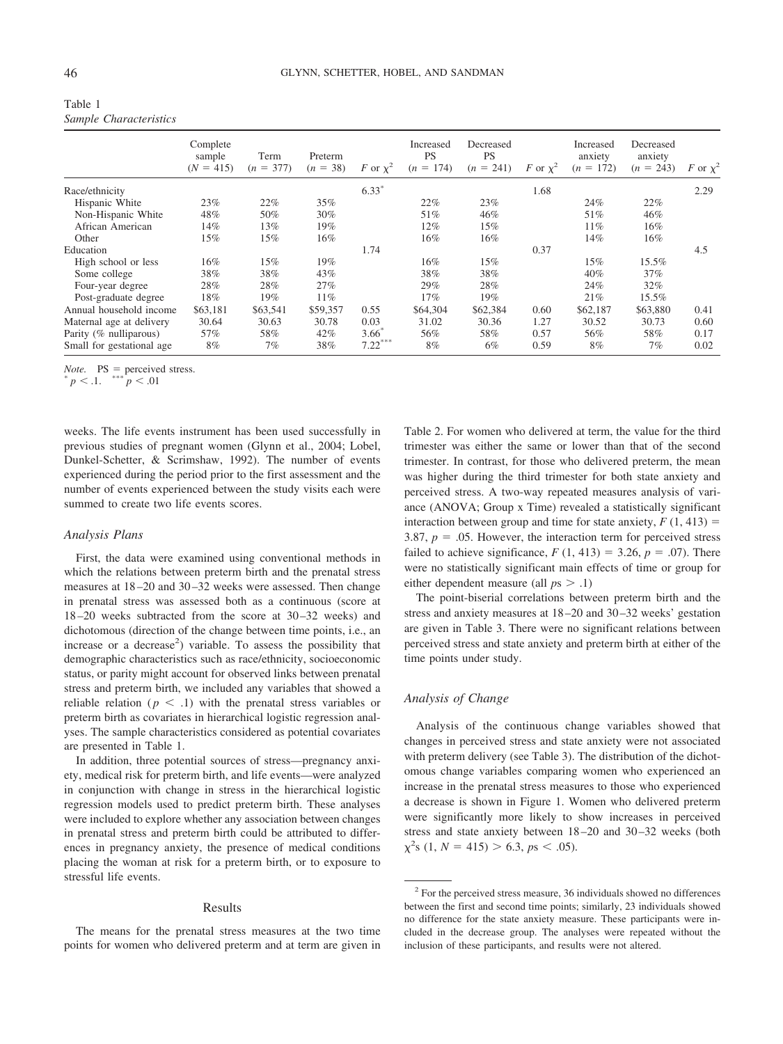Table 1
*Sample Characteristics*

| | Complete sample ($N$ = 415) | Term ($n$ = 377) | Preterm ($n$ = 38) | $F$ or $\chi^2$ | Increased PS ($n$ = 174) | Decreased PS ($n$ = 241) | $F$ or $\chi^2$ | Increased anxiety ($n$ = 172) | Decreased anxiety ($n$ = 243) | $F$ or $\chi^2$ |
|---|---|---|---|---|---|---|---|---|---|---|
| Race/ethnicity | | | | $6.33^{*}$ | | | 1.68 | | | 2.29 |
| Hispanic White | 23% | 22% | 35% | | 22% | 23% | | 24% | 22% | |
| Non-Hispanic White | 48% | 50% | 30% | | 51% | 46% | | 51% | 46% | |
| African American | 14% | 13% | 19% | | 12% | 15% | | 11% | 16% | |
| Other | 15% | 15% | 16% | | 16% | 16% | | 14% | 16% | |
| Education | | | | 1.74 | | | 0.37 | | | 4.5 |
| High school or less | 16% | 15% | 19% | | 16% | 15% | | 15% | 15.5% | |
| Some college | 38% | 38% | 43% | | 38% | 38% | | 40% | 37% | |
| Four-year degree | 28% | 28% | 27% | | 29% | 28% | | 24% | 32% | |
| Post-graduate degree | 18% | 19% | 11% | | 17% | 19% | | 21% | 15.5% | |
| Annual household income | \$63,181 | \$63,541 | \$59,357 | 0.55 | \$64,304 | \$62,384 | 0.60 | \$62,187 | \$63,880 | 0.41 |
| Maternal age at delivery | 30.64 | 30.63 | 30.78 | 0.03 | 31.02 | 30.36 | 1.27 | 30.52 | 30.73 | 0.60 |
| Parity (% nulliparous) | 57% | 58% | 42% | $3.66^{*}$ | 56% | 58% | 0.57 | 56% | 58% | 0.17 |
| Small for gestational age | 8% | 7% | 38% | $7.22^{***}$ | 8% | 6% | 0.59 | 8% | 7% | 0.02 |

*Note.* PS = perceived stress.
$^{*}$ $p < .1$. $^{***}$ $p < .01$

weeks. The life events instrument has been used successfully in previous studies of pregnant women (Glynn et al., 2004; Lobel, Dunkel-Schetter, & Scrimshaw, 1992). The number of events experienced during the period prior to the first assessment and the number of events experienced between the study visits each were summed to create two life events scores.

### *Analysis Plans*

First, the data were examined using conventional methods in which the relations between preterm birth and the prenatal stress measures at 18–20 and 30–32 weeks were assessed. Then change in prenatal stress was assessed both as a continuous (score at 18–20 weeks subtracted from the score at 30–32 weeks) and dichotomous (direction of the change between time points, i.e., an increase or a decrease[2]) variable. To assess the possibility that demographic characteristics such as race/ethnicity, socioeconomic status, or parity might account for observed links between prenatal stress and preterm birth, we included any variables that showed a reliable relation ($p < .1$) with the prenatal stress variables or preterm birth as covariates in hierarchical logistic regression analyses. The sample characteristics considered as potential covariates are presented in Table 1.

In addition, three potential sources of stress—pregnancy anxiety, medical risk for preterm birth, and life events—were analyzed in conjunction with change in stress in the hierarchical logistic regression models used to predict preterm birth. These analyses were included to explore whether any association between changes in prenatal stress and preterm birth could be attributed to differences in pregnancy anxiety, the presence of medical conditions placing the woman at risk for a preterm birth, or to exposure to stressful life events.

## Results

The means for the prenatal stress measures at the two time points for women who delivered preterm and at term are given in Table 2. For women who delivered at term, the value for the third trimester was either the same or lower than that of the second trimester. In contrast, for those who delivered preterm, the mean was higher during the third trimester for both state anxiety and perceived stress. A two-way repeated measures analysis of variance (ANOVA; Group x Time) revealed a statistically significant interaction between group and time for state anxiety, $F$ (1, 413) = 3.87, $p$ = .05. However, the interaction term for perceived stress failed to achieve significance, $F$ (1, 413) = 3.26, $p$ = .07). There were no statistically significant main effects of time or group for either dependent measure (all $ps > .1$)

The point-biserial correlations between preterm birth and the stress and anxiety measures at 18–20 and 30–32 weeks' gestation are given in Table 3. There were no significant relations between perceived stress and state anxiety and preterm birth at either of the time points under study.

### *Analysis of Change*

Analysis of the continuous change variables showed that changes in perceived stress and state anxiety were not associated with preterm delivery (see Table 3). The distribution of the dichotomous change variables comparing women who experienced an increase in the prenatal stress measures to those who experienced a decrease is shown in Figure 1. Women who delivered preterm were significantly more likely to show increases in perceived stress and state anxiety between 18–20 and 30–32 weeks (both $\chi^2$s (1, $N$ = 415) > 6.3, $ps < .05$).

[2] For the perceived stress measure, 36 individuals showed no differences between the first and second time points; similarly, 23 individuals showed no difference for the state anxiety measure. These participants were included in the decrease group. The analyses were repeated without the inclusion of these participants, and results were not altered.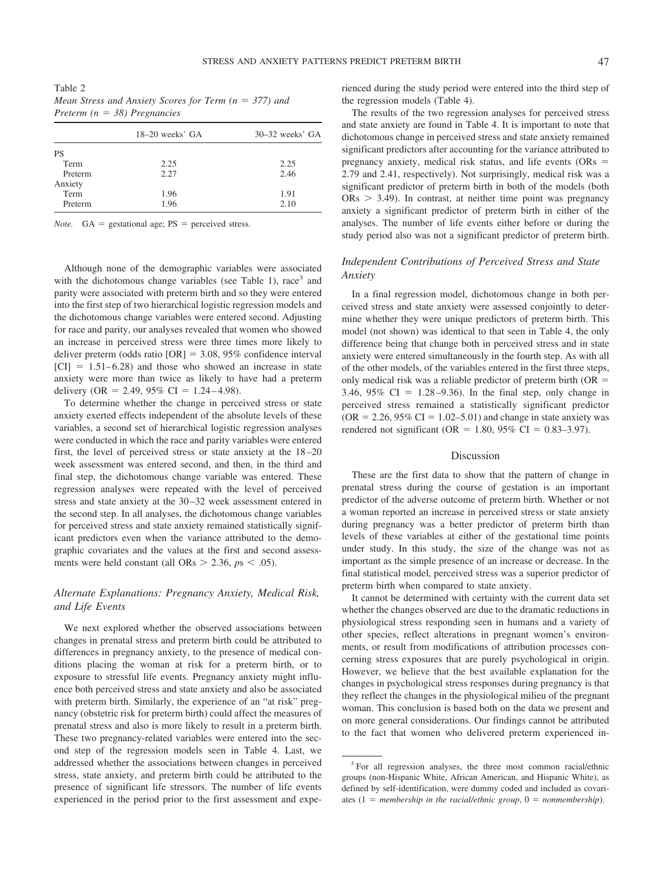Table 2
*Mean Stress and Anxiety Scores for Term (n = 377) and Preterm (n = 38) Pregnancies*

| | 18–20 weeks' GA | 30–32 weeks' GA |
|---|---|---|
| PS | | |
| Term | 2.25 | 2.25 |
| Preterm | 2.27 | 2.46 |
| Anxiety | | |
| Term | 1.96 | 1.91 |
| Preterm | 1.96 | 2.10 |

*Note.* GA = gestational age; PS = perceived stress.

Although none of the demographic variables were associated with the dichotomous change variables (see Table 1), race[3] and parity were associated with preterm birth and so they were entered into the first step of two hierarchical logistic regression models and the dichotomous change variables were entered second. Adjusting for race and parity, our analyses revealed that women who showed an increase in perceived stress were three times more likely to deliver preterm (odds ratio [OR] = 3.08, 95% confidence interval [CI] = 1.51–6.28) and those who showed an increase in state anxiety were more than twice as likely to have had a preterm delivery (OR = 2.49, 95% CI = 1.24–4.98).

To determine whether the change in perceived stress or state anxiety exerted effects independent of the absolute levels of these variables, a second set of hierarchical logistic regression analyses were conducted in which the race and parity variables were entered first, the level of perceived stress or state anxiety at the 18–20 week assessment was entered second, and then, in the third and final step, the dichotomous change variable was entered. These regression analyses were repeated with the level of perceived stress and state anxiety at the 30–32 week assessment entered in the second step. In all analyses, the dichotomous change variables for perceived stress and state anxiety remained statistically significant predictors even when the variance attributed to the demographic covariates and the values at the first and second assessments were held constant (all ORs > 2.36, $p$s < .05).

## *Alternate Explanations: Pregnancy Anxiety, Medical Risk, and Life Events*

We next explored whether the observed associations between changes in prenatal stress and preterm birth could be attributed to differences in pregnancy anxiety, to the presence of medical conditions placing the woman at risk for a preterm birth, or to exposure to stressful life events. Pregnancy anxiety might influence both perceived stress and state anxiety and also be associated with preterm birth. Similarly, the experience of an "at risk" pregnancy (obstetric risk for preterm birth) could affect the measures of prenatal stress and also is more likely to result in a preterm birth. These two pregnancy-related variables were entered into the second step of the regression models seen in Table 4. Last, we addressed whether the associations between changes in perceived stress, state anxiety, and preterm birth could be attributed to the presence of significant life stressors. The number of life events experienced in the period prior to the first assessment and experienced during the study period were entered into the third step of the regression models (Table 4).

The results of the two regression analyses for perceived stress and state anxiety are found in Table 4. It is important to note that dichotomous change in perceived stress and state anxiety remained significant predictors after accounting for the variance attributed to pregnancy anxiety, medical risk status, and life events (ORs = 2.79 and 2.41, respectively). Not surprisingly, medical risk was a significant predictor of preterm birth in both of the models (both ORs > 3.49). In contrast, at neither time point was pregnancy anxiety a significant predictor of preterm birth in either of the analyses. The number of life events either before or during the study period also was not a significant predictor of preterm birth.

## *Independent Contributions of Perceived Stress and State Anxiety*

In a final regression model, dichotomous change in both perceived stress and state anxiety were assessed conjointly to determine whether they were unique predictors of preterm birth. This model (not shown) was identical to that seen in Table 4, the only difference being that change both in perceived stress and in state anxiety were entered simultaneously in the fourth step. As with all of the other models, of the variables entered in the first three steps, only medical risk was a reliable predictor of preterm birth (OR = 3.46, 95% CI = 1.28–9.36). In the final step, only change in perceived stress remained a statistically significant predictor (OR = 2.26, 95% CI = 1.02–5.01) and change in state anxiety was rendered not significant (OR = 1.80, 95% CI = 0.83–3.97).

# Discussion

These are the first data to show that the pattern of change in prenatal stress during the course of gestation is an important predictor of the adverse outcome of preterm birth. Whether or not a woman reported an increase in perceived stress or state anxiety during pregnancy was a better predictor of preterm birth than levels of these variables at either of the gestational time points under study. In this study, the size of the change was not as important as the simple presence of an increase or decrease. In the final statistical model, perceived stress was a superior predictor of preterm birth when compared to state anxiety.

It cannot be determined with certainty with the current data set whether the changes observed are due to the dramatic reductions in physiological stress responding seen in humans and a variety of other species, reflect alterations in pregnant women's environments, or result from modifications of attribution processes concerning stress exposures that are purely psychological in origin. However, we believe that the best available explanation for the changes in psychological stress responses during pregnancy is that they reflect the changes in the physiological milieu of the pregnant woman. This conclusion is based both on the data we present and on more general considerations. Our findings cannot be attributed to the fact that women who delivered preterm experienced in-

[3] For all regression analyses, the three most common racial/ethnic groups (non-Hispanic White, African American, and Hispanic White), as defined by self-identification, were dummy coded and included as covariates (1 = *membership in the racial/ethnic group*, 0 = *nonmembership*).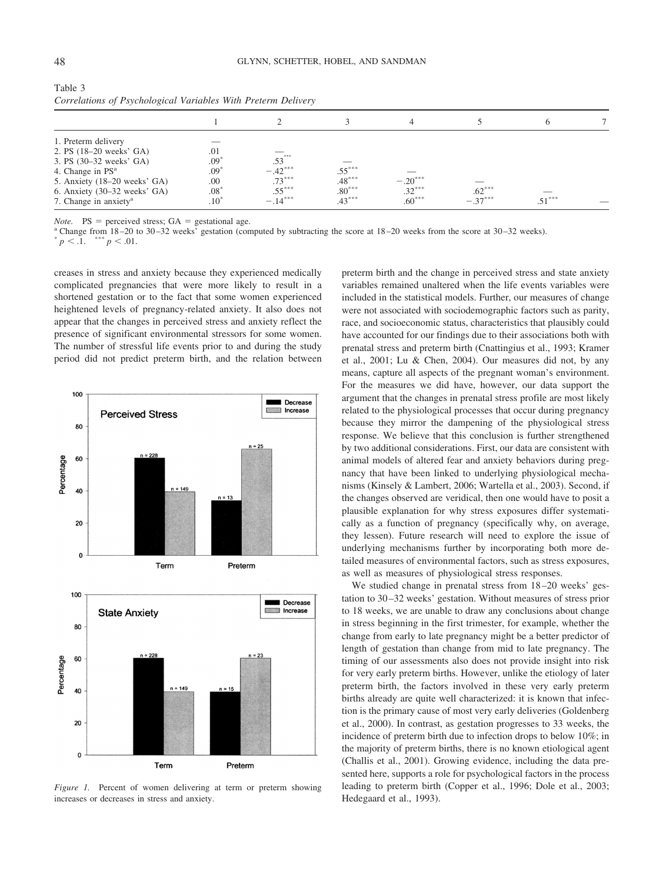Table 3
*Correlations of Psychological Variables With Preterm Delivery*

| | 1 | 2 | 3 | 4 | 5 | 6 | 7 |
|---|---|---|---|---|---|---|---|
| 1. Preterm delivery | — | | | | | | |
| 2. PS (18–20 weeks' GA) | .01 | — | | | | | |
| 3. PS (30–32 weeks' GA) | .09* | .53*** | — | | | | |
| 4. Change in PS[a] | .09* | −.42*** | .55*** | — | | | |
| 5. Anxiety (18–20 weeks' GA) | .00 | .73*** | .48*** | −.20*** | — | | |
| 6. Anxiety (30–32 weeks' GA) | .08* | .55*** | .80*** | .32*** | .62*** | — | |
| 7. Change in anxiety[a] | .10* | −.14*** | .43*** | .60*** | −.37*** | .51*** | — |

*Note.* PS = perceived stress; GA = gestational age.
[a] Change from 18–20 to 30–32 weeks' gestation (computed by subtracting the score at 18–20 weeks from the score at 30–32 weeks).
\* $p < .1$. \*\*\* $p < .01$.

creases in stress and anxiety because they experienced medically complicated pregnancies that were more likely to result in a shortened gestation or to the fact that some women experienced heightened levels of pregnancy-related anxiety. It also does not appear that the changes in perceived stress and anxiety reflect the presence of significant environmental stressors for some women. The number of stressful life events prior to and during the study period did not predict preterm birth, and the relation between preterm birth and the change in perceived stress and state anxiety variables remained unaltered when the life events variables were included in the statistical models. Further, our measures of change were not associated with sociodemographic factors such as parity, race, and socioeconomic status, characteristics that plausibly could have accounted for our findings due to their associations both with prenatal stress and preterm birth (Cnattingius et al., 1993; Kramer et al., 2001; Lu & Chen, 2004). Our measures did not, by any means, capture all aspects of the pregnant woman's environment. For the measures we did have, however, our data support the argument that the changes in prenatal stress profile are most likely related to the physiological processes that occur during pregnancy because they mirror the dampening of the physiological stress response. We believe that this conclusion is further strengthened by two additional considerations. First, our data are consistent with animal models of altered fear and anxiety behaviors during pregnancy that have been linked to underlying physiological mechanisms (Kinsely & Lambert, 2006; Wartella et al., 2003). Second, if the changes observed are veridical, then one would have to posit a plausible explanation for why stress exposures differ systematically as a function of pregnancy (specifically why, on average, they lessen). Future research will need to explore the issue of underlying mechanisms further by incorporating both more detailed measures of environmental factors, such as stress exposures, as well as measures of physiological stress responses.

*Figure 1.* Percent of women delivering at term or preterm showing increases or decreases in stress and anxiety.

We studied change in prenatal stress from 18–20 weeks' gestation to 30–32 weeks' gestation. Without measures of stress prior to 18 weeks, we are unable to draw any conclusions about change in stress beginning in the first trimester, for example, whether the change from early to late pregnancy might be a better predictor of length of gestation than change from mid to late pregnancy. The timing of our assessments also does not provide insight into risk for very early preterm births. However, unlike the etiology of later preterm birth, the factors involved in these very early preterm births already are quite well characterized: it is known that infection is the primary cause of most very early deliveries (Goldenberg et al., 2000). In contrast, as gestation progresses to 33 weeks, the incidence of preterm birth due to infection drops to below 10%; in the majority of preterm births, there is no known etiological agent (Challis et al., 2001). Growing evidence, including the data presented here, supports a role for psychological factors in the process leading to preterm birth (Copper et al., 1996; Dole et al., 2003; Hedegaard et al., 1993).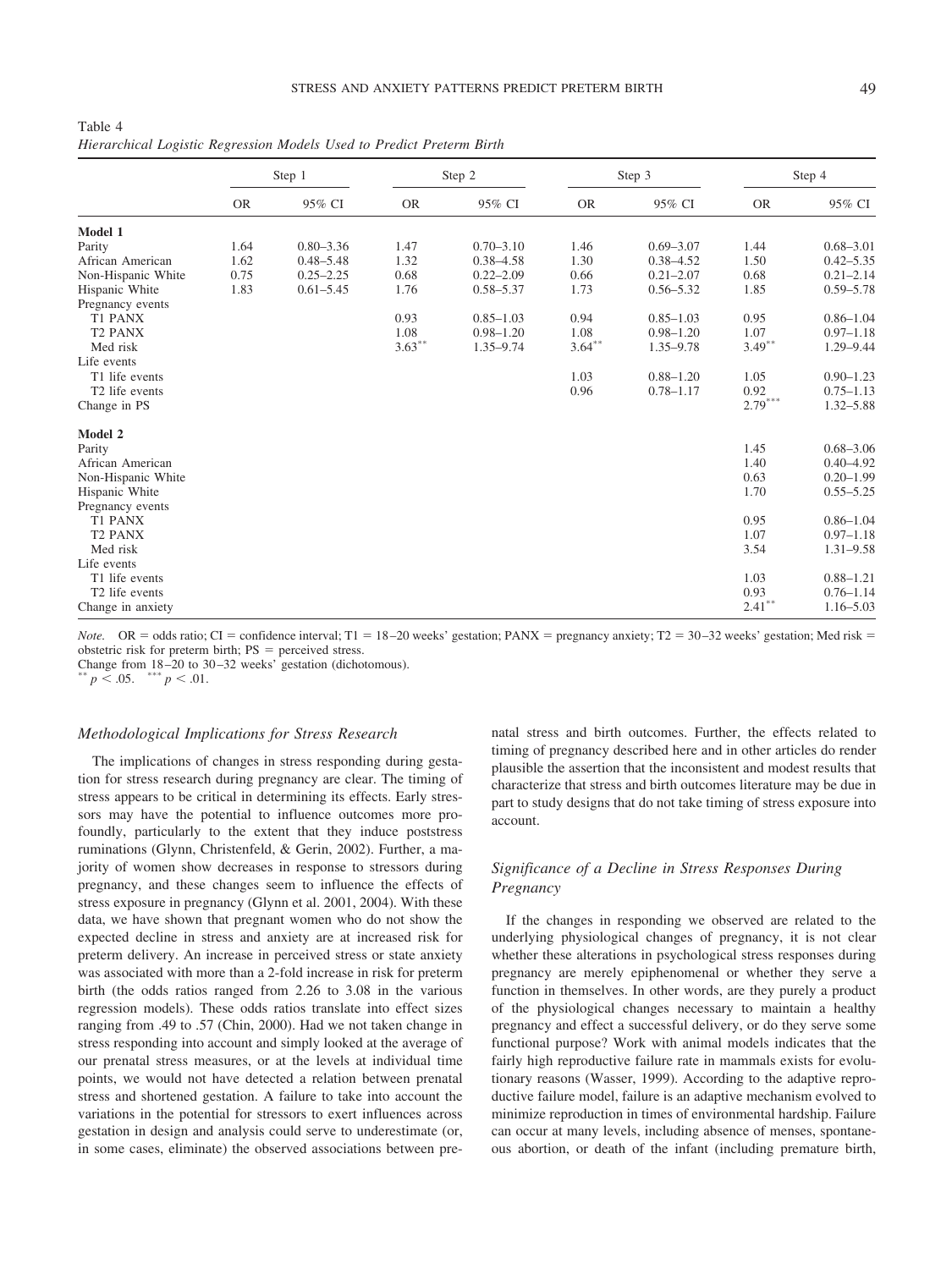Table 4
*Hierarchical Logistic Regression Models Used to Predict Preterm Birth*

| | Step 1 | | Step 2 | | Step 3 | | Step 4 | |
|---|---|---|---|---|---|---|---|---|
| | OR | 95% CI | OR | 95% CI | OR | 95% CI | OR | 95% CI |
| **Model 1** | | | | | | | | |
| Parity | 1.64 | 0.80–3.36 | 1.47 | 0.70–3.10 | 1.46 | 0.69–3.07 | 1.44 | 0.68–3.01 |
| African American | 1.62 | 0.48–5.48 | 1.32 | 0.38–4.58 | 1.30 | 0.38–4.52 | 1.50 | 0.42–5.35 |
| Non-Hispanic White | 0.75 | 0.25–2.25 | 0.68 | 0.22–2.09 | 0.66 | 0.21–2.07 | 0.68 | 0.21–2.14 |
| Hispanic White | 1.83 | 0.61–5.45 | 1.76 | 0.58–5.37 | 1.73 | 0.56–5.32 | 1.85 | 0.59–5.78 |
| Pregnancy events | | | | | | | | |
| T1 PANX | | | 0.93 | 0.85–1.03 | 0.94 | 0.85–1.03 | 0.95 | 0.86–1.04 |
| T2 PANX | | | 1.08 | 0.98–1.20 | 1.08 | 0.98–1.20 | 1.07 | 0.97–1.18 |
| Med risk | | | 3.63** | 1.35–9.74 | 3.64** | 1.35–9.78 | 3.49** | 1.29–9.44 |
| Life events | | | | | | | | |
| T1 life events | | | | | 1.03 | 0.88–1.20 | 1.05 | 0.90–1.23 |
| T2 life events | | | | | 0.96 | 0.78–1.17 | 0.92 | 0.75–1.13 |
| Change in PS | | | | | | | 2.79*** | 1.32–5.88 |
| **Model 2** | | | | | | | | |
| Parity | | | | | | | 1.45 | 0.68–3.06 |
| African American | | | | | | | 1.40 | 0.40–4.92 |
| Non-Hispanic White | | | | | | | 0.63 | 0.20–1.99 |
| Hispanic White | | | | | | | 1.70 | 0.55–5.25 |
| Pregnancy events | | | | | | | | |
| T1 PANX | | | | | | | 0.95 | 0.86–1.04 |
| T2 PANX | | | | | | | 1.07 | 0.97–1.18 |
| Med risk | | | | | | | 3.54 | 1.31–9.58 |
| Life events | | | | | | | | |
| T1 life events | | | | | | | 1.03 | 0.88–1.21 |
| T2 life events | | | | | | | 0.93 | 0.76–1.14 |
| Change in anxiety | | | | | | | 2.41** | 1.16–5.03 |

*Note.* OR = odds ratio; CI = confidence interval; T1 = 18–20 weeks' gestation; PANX = pregnancy anxiety; T2 = 30–32 weeks' gestation; Med risk = obstetric risk for preterm birth; PS = perceived stress.
Change from 18–20 to 30–32 weeks' gestation (dichotomous).
** $p < .05$. *** $p < .01$.

### *Methodological Implications for Stress Research*

The implications of changes in stress responding during gestation for stress research during pregnancy are clear. The timing of stress appears to be critical in determining its effects. Early stressors may have the potential to influence outcomes more profoundly, particularly to the extent that they induce poststress ruminations (Glynn, Christenfeld, & Gerin, 2002). Further, a majority of women show decreases in response to stressors during pregnancy, and these changes seem to influence the effects of stress exposure in pregnancy (Glynn et al. 2001, 2004). With these data, we have shown that pregnant women who do not show the expected decline in stress and anxiety are at increased risk for preterm delivery. An increase in perceived stress or state anxiety was associated with more than a 2-fold increase in risk for preterm birth (the odds ratios ranged from 2.26 to 3.08 in the various regression models). These odds ratios translate into effect sizes ranging from .49 to .57 (Chin, 2000). Had we not taken change in stress responding into account and simply looked at the average of our prenatal stress measures, or at the levels at individual time points, we would not have detected a relation between prenatal stress and shortened gestation. A failure to take into account the variations in the potential for stressors to exert influences across gestation in design and analysis could serve to underestimate (or, in some cases, eliminate) the observed associations between prenatal stress and birth outcomes. Further, the effects related to timing of pregnancy described here and in other articles do render plausible the assertion that the inconsistent and modest results that characterize that stress and birth outcomes literature may be due in part to study designs that do not take timing of stress exposure into account.

### *Significance of a Decline in Stress Responses During Pregnancy*

If the changes in responding we observed are related to the underlying physiological changes of pregnancy, it is not clear whether these alterations in psychological stress responses during pregnancy are merely epiphenomenal or whether they serve a function in themselves. In other words, are they purely a product of the physiological changes necessary to maintain a healthy pregnancy and effect a successful delivery, or do they serve some functional purpose? Work with animal models indicates that the fairly high reproductive failure rate in mammals exists for evolutionary reasons (Wasser, 1999). According to the adaptive reproductive failure model, failure is an adaptive mechanism evolved to minimize reproduction in times of environmental hardship. Failure can occur at many levels, including absence of menses, spontaneous abortion, or death of the infant (including premature birth,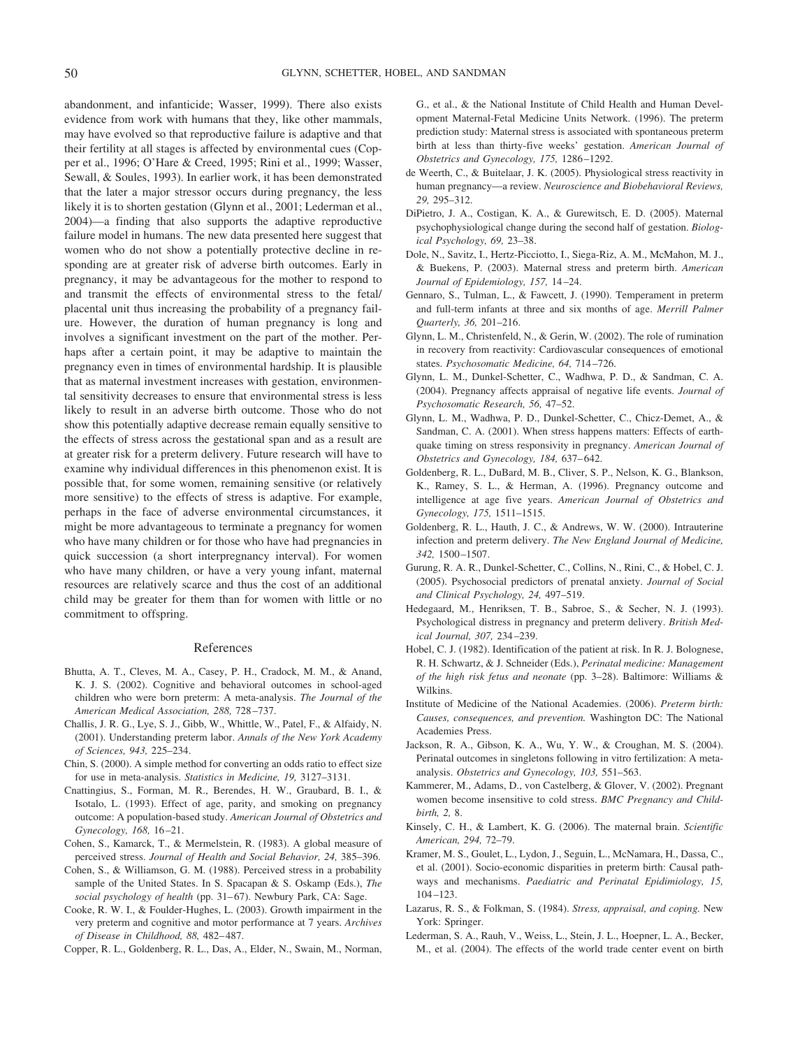abandonment, and infanticide; Wasser, 1999). There also exists evidence from work with humans that they, like other mammals, may have evolved so that reproductive failure is adaptive and that their fertility at all stages is affected by environmental cues (Copper et al., 1996; O'Hare & Creed, 1995; Rini et al., 1999; Wasser, Sewall, & Soules, 1993). In earlier work, it has been demonstrated that the later a major stressor occurs during pregnancy, the less likely it is to shorten gestation (Glynn et al., 2001; Lederman et al., 2004)—a finding that also supports the adaptive reproductive failure model in humans. The new data presented here suggest that women who do not show a potentially protective decline in responding are at greater risk of adverse birth outcomes. Early in pregnancy, it may be advantageous for the mother to respond to and transmit the effects of environmental stress to the fetal/placental unit thus increasing the probability of a pregnancy failure. However, the duration of human pregnancy is long and involves a significant investment on the part of the mother. Perhaps after a certain point, it may be adaptive to maintain the pregnancy even in times of environmental hardship. It is plausible that as maternal investment increases with gestation, environmental sensitivity decreases to ensure that environmental stress is less likely to result in an adverse birth outcome. Those who do not show this potentially adaptive decrease remain equally sensitive to the effects of stress across the gestational span and as a result are at greater risk for a preterm delivery. Future research will have to examine why individual differences in this phenomenon exist. It is possible that, for some women, remaining sensitive (or relatively more sensitive) to the effects of stress is adaptive. For example, perhaps in the face of adverse environmental circumstances, it might be more advantageous to terminate a pregnancy for women who have many children or for those who have had pregnancies in quick succession (a short interpregnancy interval). For women who have many children, or have a very young infant, maternal resources are relatively scarce and thus the cost of an additional child may be greater for them than for women with little or no commitment to offspring.

## References

Bhutta, A. T., Cleves, M. A., Casey, P. H., Cradock, M. M., & Anand, K. J. S. (2002). Cognitive and behavioral outcomes in school-aged children who were born preterm: A meta-analysis. *The Journal of the American Medical Association, 288,* 728–737.

Challis, J. R. G., Lye, S. J., Gibb, W., Whittle, W., Patel, F., & Alfaidy, N. (2001). Understanding preterm labor. *Annals of the New York Academy of Sciences, 943,* 225–234.

Chin, S. (2000). A simple method for converting an odds ratio to effect size for use in meta-analysis. *Statistics in Medicine, 19,* 3127–3131.

Cnattingius, S., Forman, M. R., Berendes, H. W., Graubard, B. I., & Isotalo, L. (1993). Effect of age, parity, and smoking on pregnancy outcome: A population-based study. *American Journal of Obstetrics and Gynecology, 168,* 16–21.

Cohen, S., Kamarck, T., & Mermelstein, R. (1983). A global measure of perceived stress. *Journal of Health and Social Behavior, 24,* 385–396.

Cohen, S., & Williamson, G. M. (1988). Perceived stress in a probability sample of the United States. In S. Spacapan & S. Oskamp (Eds.), *The social psychology of health* (pp. 31–67). Newbury Park, CA: Sage.

Cooke, R. W. I., & Foulder-Hughes, L. (2003). Growth impairment in the very preterm and cognitive and motor performance at 7 years. *Archives of Disease in Childhood, 88,* 482–487.

Copper, R. L., Goldenberg, R. L., Das, A., Elder, N., Swain, M., Norman, G., et al., & the National Institute of Child Health and Human Development Maternal-Fetal Medicine Units Network. (1996). The preterm prediction study: Maternal stress is associated with spontaneous preterm birth at less than thirty-five weeks' gestation. *American Journal of Obstetrics and Gynecology, 175,* 1286–1292.

de Weerth, C., & Buitelaar, J. K. (2005). Physiological stress reactivity in human pregnancy—a review. *Neuroscience and Biobehavioral Reviews, 29,* 295–312.

DiPietro, J. A., Costigan, K. A., & Gurewitsch, E. D. (2005). Maternal psychophysiological change during the second half of gestation. *Biological Psychology, 69,* 23–38.

Dole, N., Savitz, I., Hertz-Picciotto, I., Siega-Riz, A. M., McMahon, M. J., & Buekens, P. (2003). Maternal stress and preterm birth. *American Journal of Epidemiology, 157,* 14–24.

Gennaro, S., Tulman, L., & Fawcett, J. (1990). Temperament in preterm and full-term infants at three and six months of age. *Merrill Palmer Quarterly, 36,* 201–216.

Glynn, L. M., Christenfeld, N., & Gerin, W. (2002). The role of rumination in recovery from reactivity: Cardiovascular consequences of emotional states. *Psychosomatic Medicine, 64,* 714–726.

Glynn, L. M., Dunkel-Schetter, C., Wadhwa, P. D., & Sandman, C. A. (2004). Pregnancy affects appraisal of negative life events. *Journal of Psychosomatic Research, 56,* 47–52.

Glynn, L. M., Wadhwa, P. D., Dunkel-Schetter, C., Chicz-Demet, A., & Sandman, C. A. (2001). When stress happens matters: Effects of earthquake timing on stress responsivity in pregnancy. *American Journal of Obstetrics and Gynecology, 184,* 637–642.

Goldenberg, R. L., DuBard, M. B., Cliver, S. P., Nelson, K. G., Blankson, K., Ramey, S. L., & Herman, A. (1996). Pregnancy outcome and intelligence at age five years. *American Journal of Obstetrics and Gynecology, 175,* 1511–1515.

Goldenberg, R. L., Hauth, J. C., & Andrews, W. W. (2000). Intrauterine infection and preterm delivery. *The New England Journal of Medicine, 342,* 1500–1507.

Gurung, R. A. R., Dunkel-Schetter, C., Collins, N., Rini, C., & Hobel, C. J. (2005). Psychosocial predictors of prenatal anxiety. *Journal of Social and Clinical Psychology, 24,* 497–519.

Hedegaard, M., Henriksen, T. B., Sabroe, S., & Secher, N. J. (1993). Psychological distress in pregnancy and preterm delivery. *British Medical Journal, 307,* 234–239.

Hobel, C. J. (1982). Identification of the patient at risk. In R. J. Bolognese, R. H. Schwartz, & J. Schneider (Eds.), *Perinatal medicine: Management of the high risk fetus and neonate* (pp. 3–28). Baltimore: Williams & Wilkins.

Institute of Medicine of the National Academies. (2006). *Preterm birth: Causes, consequences, and prevention.* Washington DC: The National Academies Press.

Jackson, R. A., Gibson, K. A., Wu, Y. W., & Croughan, M. S. (2004). Perinatal outcomes in singletons following in vitro fertilization: A meta-analysis. *Obstetrics and Gynecology, 103,* 551–563.

Kammerer, M., Adams, D., von Castelberg, & Glover, V. (2002). Pregnant women become insensitive to cold stress. *BMC Pregnancy and Childbirth, 2,* 8.

Kinsely, C. H., & Lambert, K. G. (2006). The maternal brain. *Scientific American, 294,* 72–79.

Kramer, M. S., Goulet, L., Lydon, J., Seguin, L., McNamara, H., Dassa, C., et al. (2001). Socio-economic disparities in preterm birth: Causal pathways and mechanisms. *Paediatric and Perinatal Epidimiology, 15,* 104–123.

Lazarus, R. S., & Folkman, S. (1984). *Stress, appraisal, and coping.* New York: Springer.

Lederman, S. A., Rauh, V., Weiss, L., Stein, J. L., Hoepner, L. A., Becker, M., et al. (2004). The effects of the world trade center event on birth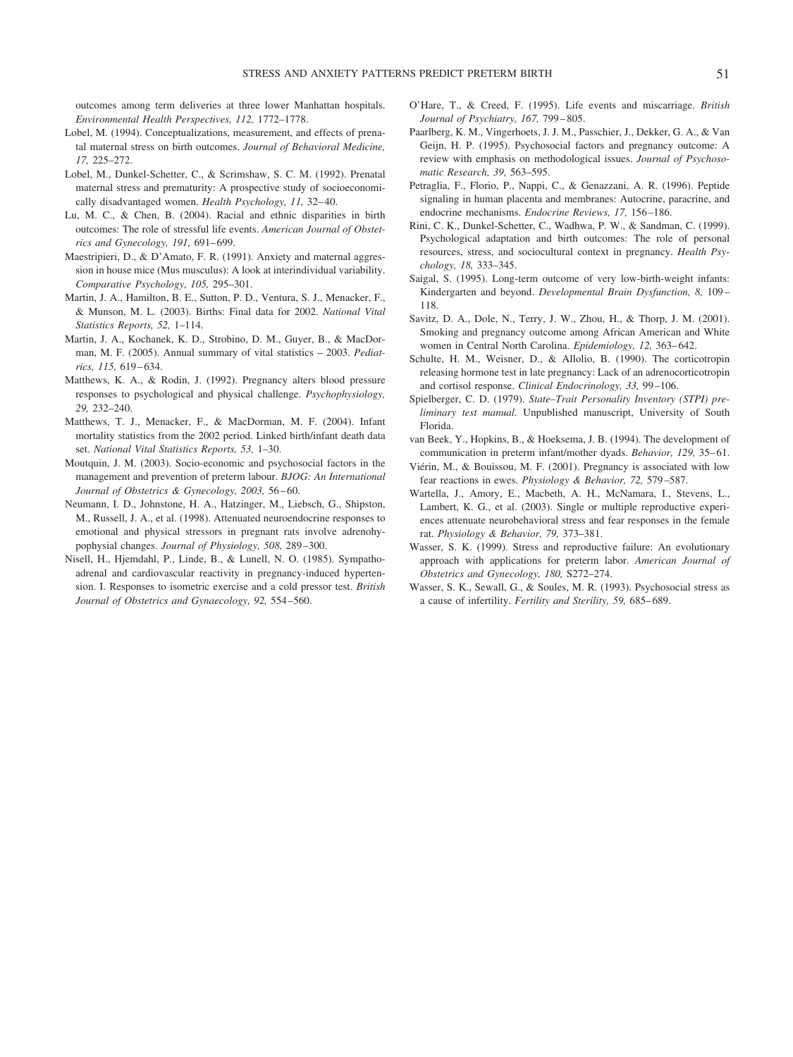outcomes among term deliveries at three lower Manhattan hospitals. *Environmental Health Perspectives, 112,* 1772–1778.

Lobel, M. (1994). Conceptualizations, measurement, and effects of prenatal maternal stress on birth outcomes. *Journal of Behavioral Medicine, 17,* 225–272.

Lobel, M., Dunkel-Schetter, C., & Scrimshaw, S. C. M. (1992). Prenatal maternal stress and prematurity: A prospective study of socioeconomically disadvantaged women. *Health Psychology, 11,* 32–40.

Lu, M. C., & Chen, B. (2004). Racial and ethnic disparities in birth outcomes: The role of stressful life events. *American Journal of Obstetrics and Gynecology, 191,* 691–699.

Maestripieri, D., & D'Amato, F. R. (1991). Anxiety and maternal aggression in house mice (Mus musculus): A look at interindividual variability. *Comparative Psychology, 105,* 295–301.

Martin, J. A., Hamilton, B. E., Sutton, P. D., Ventura, S. J., Menacker, F., & Munson, M. L. (2003). Births: Final data for 2002. *National Vital Statistics Reports, 52,* 1–114.

Martin, J. A., Kochanek, K. D., Strobino, D. M., Guyer, B., & MacDorman, M. F. (2005). Annual summary of vital statistics – 2003. *Pediatrics, 115,* 619–634.

Matthews, K. A., & Rodin, J. (1992). Pregnancy alters blood pressure responses to psychological and physical challenge. *Psychophysiology, 29,* 232–240.

Matthews, T. J., Menacker, F., & MacDorman, M. F. (2004). Infant mortality statistics from the 2002 period. Linked birth/infant death data set. *National Vital Statistics Reports, 53,* 1–30.

Moutquin, J. M. (2003). Socio-economic and psychosocial factors in the management and prevention of preterm labour. *BJOG: An International Journal of Obstetrics & Gynecology, 2003,* 56–60.

Neumann, I. D., Johnstone, H. A., Hatzinger, M., Liebsch, G., Shipston, M., Russell, J. A., et al. (1998). Attenuated neuroendocrine responses to emotional and physical stressors in pregnant rats involve adrenohypophysial changes. *Journal of Physiology, 508,* 289–300.

Nisell, H., Hjemdahl, P., Linde, B., & Lunell, N. O. (1985). Sympathoadrenal and cardiovascular reactivity in pregnancy-induced hypertension. I. Responses to isometric exercise and a cold pressor test. *British Journal of Obstetrics and Gynaecology, 92,* 554–560.

O'Hare, T., & Creed, F. (1995). Life events and miscarriage. *British Journal of Psychiatry, 167,* 799–805.

Paarlberg, K. M., Vingerhoets, J. J. M., Passchier, J., Dekker, G. A., & Van Geijn, H. P. (1995). Psychosocial factors and pregnancy outcome: A review with emphasis on methodological issues. *Journal of Psychosomatic Research, 39,* 563–595.

Petraglia, F., Florio, P., Nappi, C., & Genazzani, A. R. (1996). Peptide signaling in human placenta and membranes: Autocrine, paracrine, and endocrine mechanisms. *Endocrine Reviews, 17,* 156–186.

Rini, C. K., Dunkel-Schetter, C., Wadhwa, P. W., & Sandman, C. (1999). Psychological adaptation and birth outcomes: The role of personal resources, stress, and sociocultural context in pregnancy. *Health Psychology, 18,* 333–345.

Saigal, S. (1995). Long-term outcome of very low-birth-weight infants: Kindergarten and beyond. *Developmental Brain Dysfunction, 8,* 109–118.

Savitz, D. A., Dole, N., Terry, J. W., Zhou, H., & Thorp, J. M. (2001). Smoking and pregnancy outcome among African American and White women in Central North Carolina. *Epidemiology, 12,* 363–642.

Schulte, H. M., Weisner, D., & Allolio, B. (1990). The corticotropin releasing hormone test in late pregnancy: Lack of an adrenocorticotropin and cortisol response. *Clinical Endocrinology, 33,* 99–106.

Spielberger, C. D. (1979). *State–Trait Personality Inventory (STPI) preliminary test manual.* Unpublished manuscript, University of South Florida.

van Beek, Y., Hopkins, B., & Hoeksema, J. B. (1994). The development of communication in preterm infant/mother dyads. *Behavior, 129,* 35–61.

Viérin, M., & Bouissou, M. F. (2001). Pregnancy is associated with low fear reactions in ewes. *Physiology & Behavior, 72,* 579–587.

Wartella, J., Amory, E., Macbeth, A. H., McNamara, I., Stevens, L., Lambert, K. G., et al. (2003). Single or multiple reproductive experiences attenuate neurobehavioral stress and fear responses in the female rat. *Physiology & Behavior, 79,* 373–381.

Wasser, S. K. (1999). Stress and reproductive failure: An evolutionary approach with applications for preterm labor. *American Journal of Obstetrics and Gynecology, 180,* S272–274.

Wasser, S. K., Sewall, G., & Soules, M. R. (1993). Psychosocial stress as a cause of infertility. *Fertility and Sterility, 59,* 685–689.